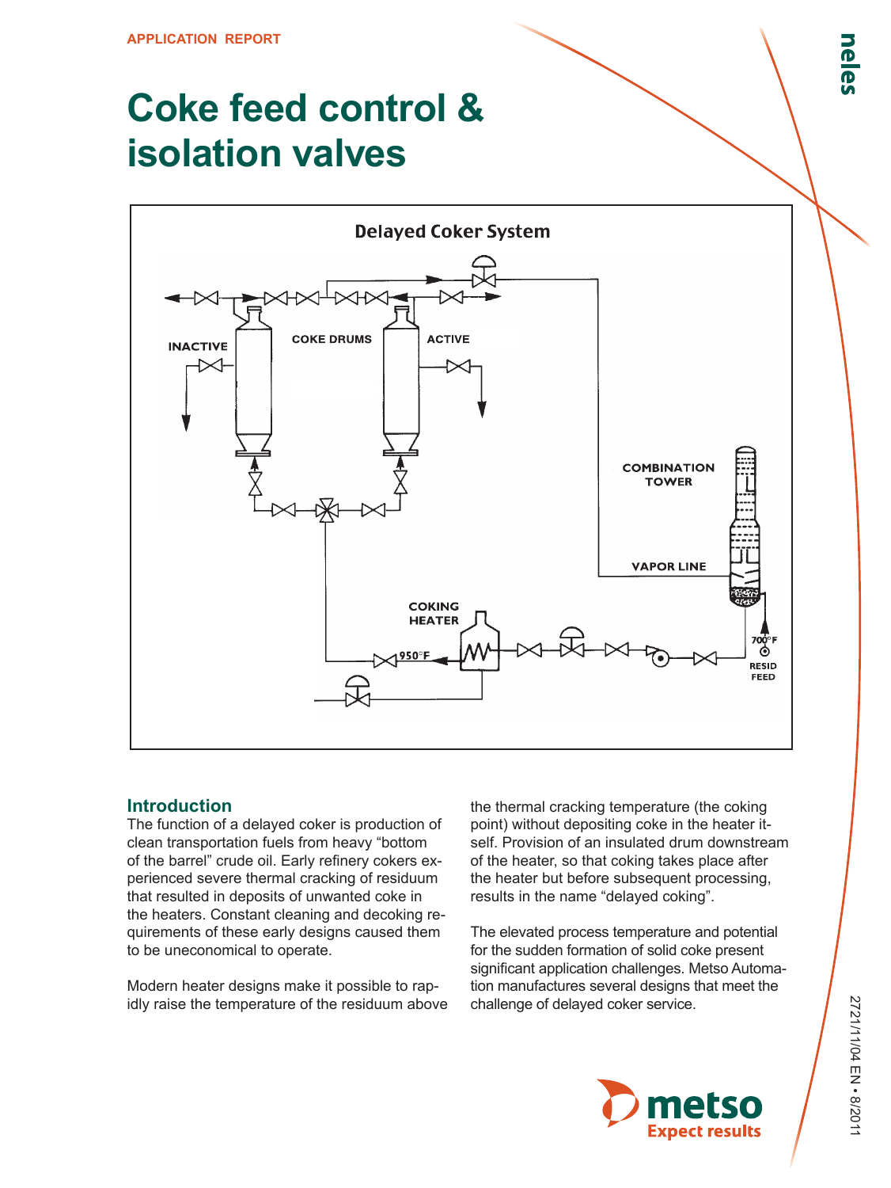APPLICATION REPORT

# Coke feed control & isolation valves

Delayed Coker System

INACTIVE

COKE DRUMS

ACTIVE

COMBINATION TOWER

VAPOR LINE

COKING HEATER

950°F

700°F

RESID FEED

## Introduction

The function of a delayed coker is production of clean transportation fuels from heavy “bottom of the barrel” crude oil. Early refinery cokers experienced severe thermal cracking of residuum that resulted in deposits of unwanted coke in the heaters. Constant cleaning and decoking requirements of these early designs caused them to be uneconomical to operate.

Modern heater designs make it possible to rapidly raise the temperature of the residuum above the thermal cracking temperature (the coking point) without depositing coke in the heater itself. Provision of an insulated drum downstream of the heater, so that coking takes place after the heater but before subsequent processing, results in the name “delayed coking”.

The elevated process temperature and potential for the sudden formation of solid coke present significant application challenges. Metso Automation manufactures several designs that meet the challenge of delayed coker service.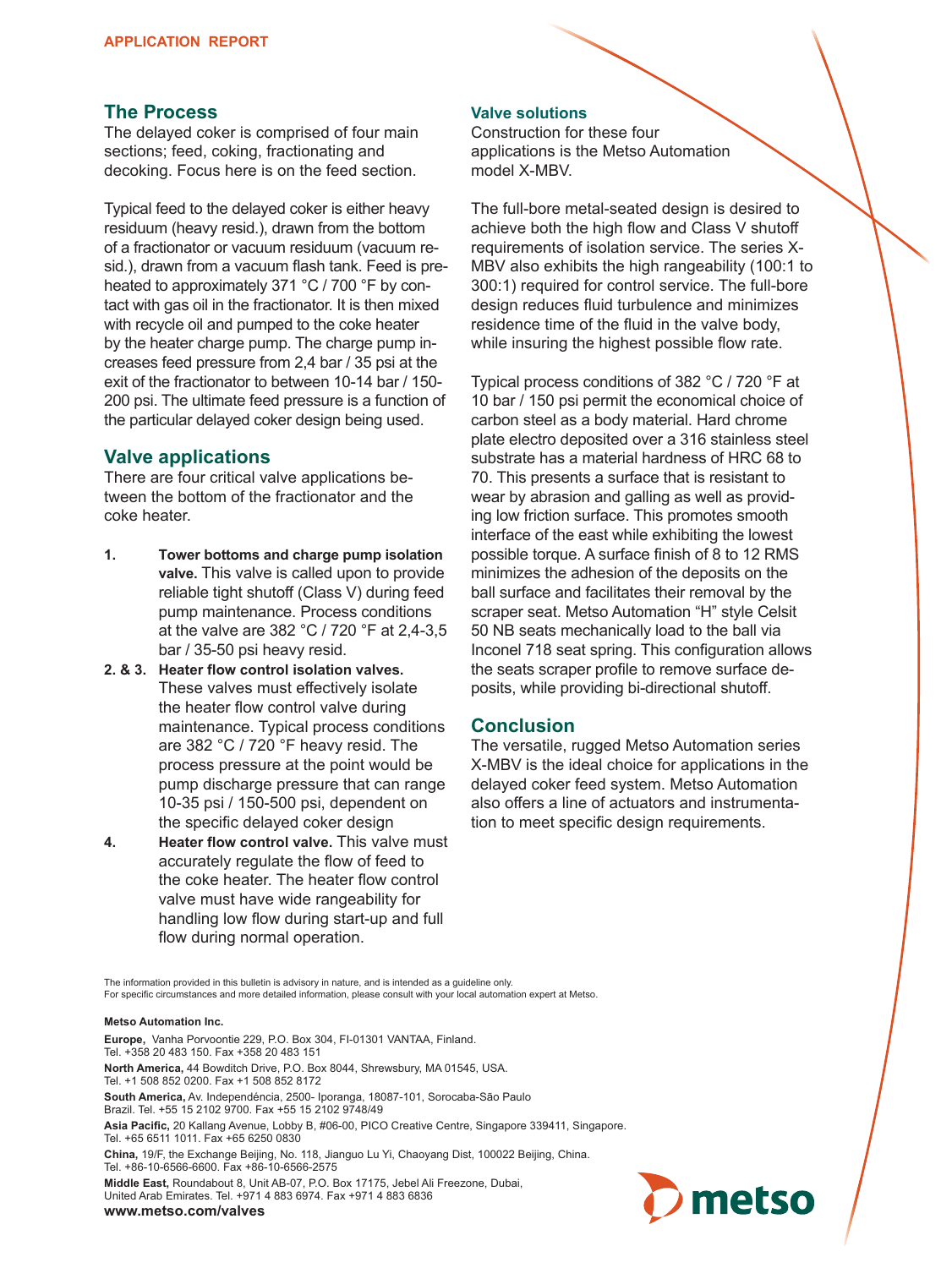## The Process

The delayed coker is comprised of four main sections; feed, coking, fractionating and decoking. Focus here is on the feed section.

Typical feed to the delayed coker is either heavy residuum (heavy resid.), drawn from the bottom of a fractionator or vacuum residuum (vacuum resid.), drawn from a vacuum flash tank. Feed is preheated to approximately 371 °C / 700 °F by contact with gas oil in the fractionator. It is then mixed with recycle oil and pumped to the coke heater by the heater charge pump. The charge pump increases feed pressure from 2,4 bar / 35 psi at the exit of the fractionator to between 10-14 bar / 150-200 psi. The ultimate feed pressure is a function of the particular delayed coker design being used.

## Valve applications

There are four critical valve applications between the bottom of the fractionator and the coke heater.

1. **Tower bottoms and charge pump isolation valve.** This valve is called upon to provide reliable tight shutoff (Class V) during feed pump maintenance. Process conditions at the valve are 382 °C / 720 °F at 2,4-3,5 bar / 35-50 psi heavy resid.

2. & 3. **Heater flow control isolation valves.** These valves must effectively isolate the heater flow control valve during maintenance. Typical process conditions are 382 °C / 720 °F heavy resid. The process pressure at the point would be pump discharge pressure that can range 10-35 psi / 150-500 psi, dependent on the specific delayed coker design

4. **Heater flow control valve.** This valve must accurately regulate the flow of feed to the coke heater. The heater flow control valve must have wide rangeability for handling low flow during start-up and full flow during normal operation.

### Valve solutions

Construction for these four applications is the Metso Automation model X-MBV.

The full-bore metal-seated design is desired to achieve both the high flow and Class V shutoff requirements of isolation service. The series X-MBV also exhibits the high rangeability (100:1 to 300:1) required for control service. The full-bore design reduces fluid turbulence and minimizes residence time of the fluid in the valve body, while insuring the highest possible flow rate.

Typical process conditions of 382 °C / 720 °F at 10 bar / 150 psi permit the economical choice of carbon steel as a body material. Hard chrome plate electro deposited over a 316 stainless steel substrate has a material hardness of HRC 68 to 70. This presents a surface that is resistant to wear by abrasion and galling as well as providing low friction surface. This promotes smooth interface of the east while exhibiting the lowest possible torque. A surface finish of 8 to 12 RMS minimizes the adhesion of the deposits on the ball surface and facilitates their removal by the scraper seat. Metso Automation "H" style Celsit 50 NB seats mechanically load to the ball via Inconel 718 seat spring. This configuration allows the seats scraper profile to remove surface deposits, while providing bi-directional shutoff.

## Conclusion

The versatile, rugged Metso Automation series X-MBV is the ideal choice for applications in the delayed coker feed system. Metso Automation also offers a line of actuators and instrumentation to meet specific design requirements.

The information provided in this bulletin is advisory in nature, and is intended as a guideline only.
For specific circumstances and more detailed information, please consult with your local automation expert at Metso.

**Metso Automation Inc.**

**Europe,** Vanha Porvoontie 229, P.O. Box 304, FI-01301 VANTAA, Finland.
Tel. +358 20 483 150. Fax +358 20 483 151

**North America,** 44 Bowditch Drive, P.O. Box 8044, Shrewsbury, MA 01545, USA.
Tel. +1 508 852 0200. Fax +1 508 852 8172

**South America,** Av. Independência, 2500- Iporanga, 18087-101, Sorocaba-São Paulo
Brazil. Tel. +55 15 2102 9700. Fax +55 15 2102 9748/49

**Asia Pacific,** 20 Kallang Avenue, Lobby B, #06-00, PICO Creative Centre, Singapore 339411, Singapore.
Tel. +65 6511 1011. Fax +65 6250 0830

**China,** 19/F, the Exchange Beijing, No. 118, Jianguo Lu Yi, Chaoyang Dist, 100022 Beijing, China.
Tel. +86-10-6566-6600. Fax +86-10-6566-2575

**Middle East,** Roundabout 8, Unit AB-07, P.O. Box 17175, Jebel Ali Freezone, Dubai,
United Arab Emirates. Tel. +971 4 883 6974. Fax +971 4 883 6836

**www.metso.com/valves**

metso